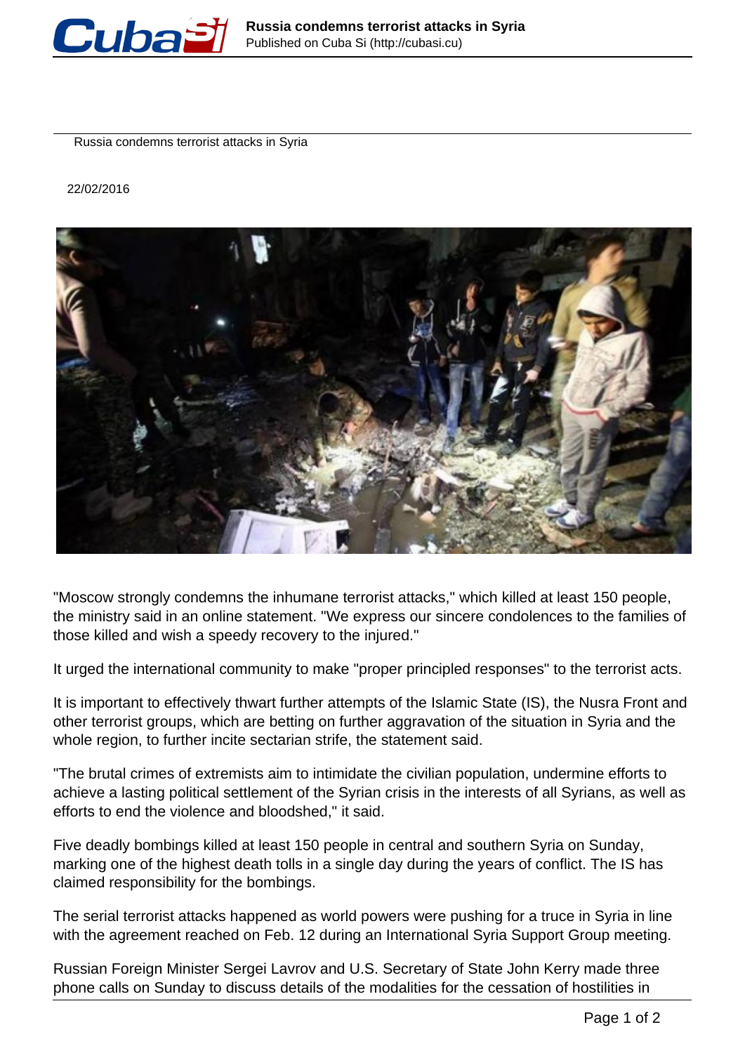Russia condemns terrorist attacks in Syria

22/02/2016

"Moscow strongly condemns the inhumane terrorist attacks," which killed at least 150 people, the ministry said in an online statement. "We express our sincere condolences to the families of those killed and wish a speedy recovery to the injured."

It urged the international community to make "proper principled responses" to the terrorist acts.

It is important to effectively thwart further attempts of the Islamic State (IS), the Nusra Front and other terrorist groups, which are betting on further aggravation of the situation in Syria and the whole region, to further incite sectarian strife, the statement said.

"The brutal crimes of extremists aim to intimidate the civilian population, undermine efforts to achieve a lasting political settlement of the Syrian crisis in the interests of all Syrians, as well as efforts to end the violence and bloodshed," it said.

Five deadly bombings killed at least 150 people in central and southern Syria on Sunday, marking one of the highest death tolls in a single day during the years of conflict. The IS has claimed responsibility for the bombings.

The serial terrorist attacks happened as world powers were pushing for a truce in Syria in line with the agreement reached on Feb. 12 during an International Syria Support Group meeting.

Russian Foreign Minister Sergei Lavrov and U.S. Secretary of State John Kerry made three phone calls on Sunday to discuss details of the modalities for the cessation of hostilities in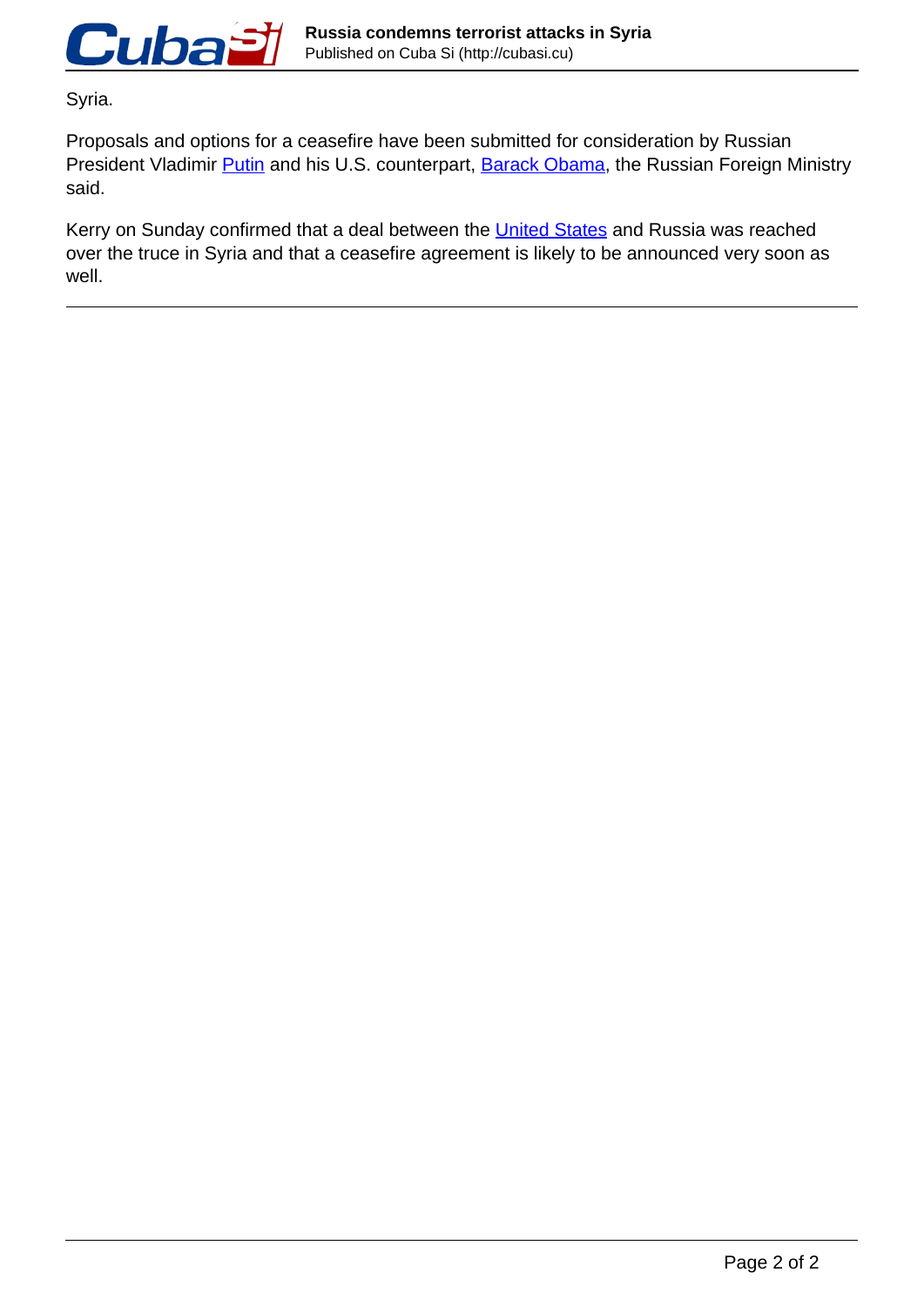Syria.

Proposals and options for a ceasefire have been submitted for consideration by Russian President Vladimir Putin and his U.S. counterpart, Barack Obama, the Russian Foreign Ministry said.

Kerry on Sunday confirmed that a deal between the United States and Russia was reached over the truce in Syria and that a ceasefire agreement is likely to be announced very soon as well.